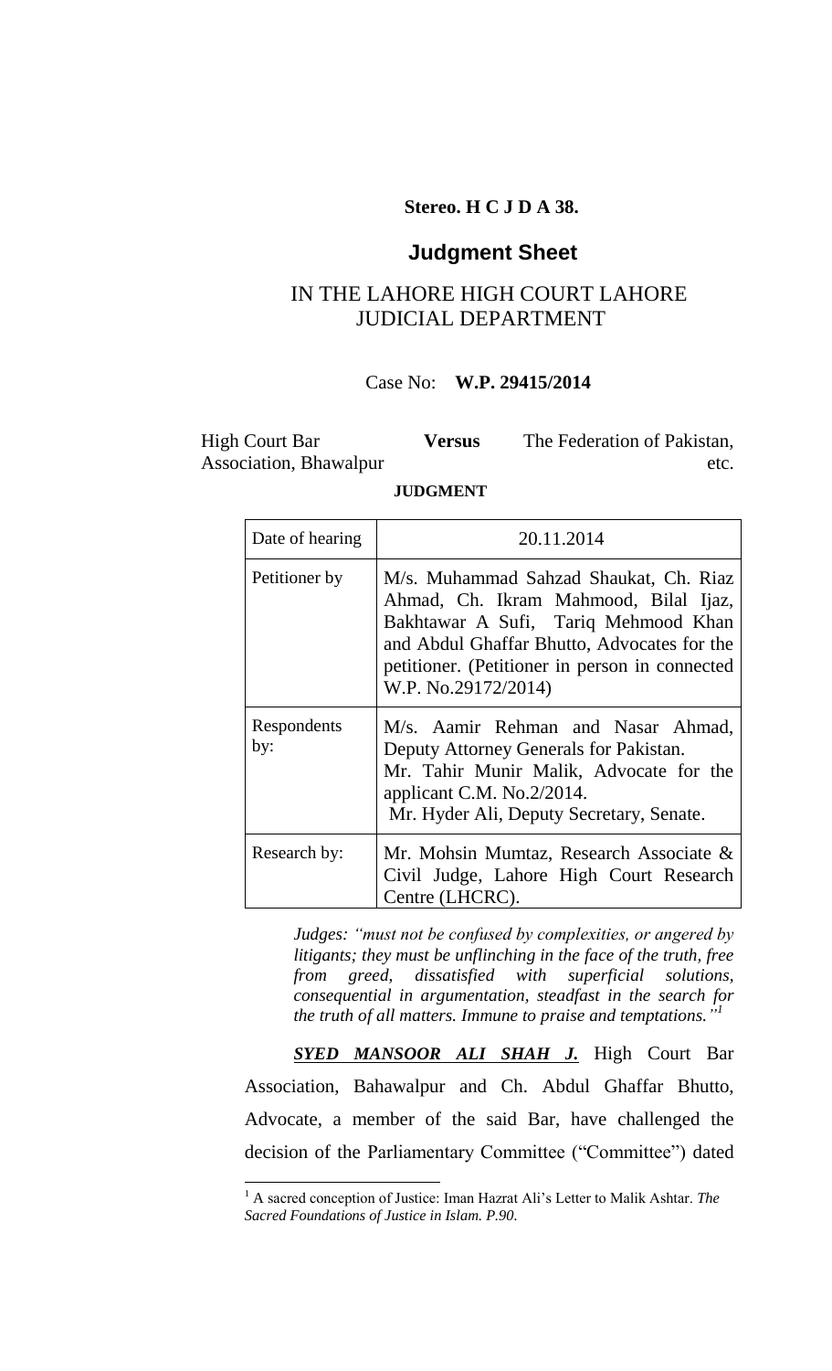**Stereo. H C J D A 38.**

## Judgment Sheet

IN THE LAHORE HIGH COURT LAHORE
JUDICIAL DEPARTMENT

Case No: **W.P. 29415/2014**

| High Court Bar Association, Bhawalpur | **Versus** | The Federation of Pakistan, etc. |
|---|---|---|

**JUDGMENT**

| Date of hearing | 20.11.2014 |
|---|---|
| Petitioner by | M/s. Muhammad Sahzad Shaukat, Ch. Riaz Ahmad, Ch. Ikram Mahmood, Bilal Ijaz, Bakhtawar A Sufi, Tariq Mehmood Khan and Abdul Ghaffar Bhutto, Advocates for the petitioner. (Petitioner in person in connected W.P. No.29172/2014) |
| Respondents by: | M/s. Aamir Rehman and Nasar Ahmad, Deputy Attorney Generals for Pakistan. Mr. Tahir Munir Malik, Advocate for the applicant C.M. No.2/2014. Mr. Hyder Ali, Deputy Secretary, Senate. |
| Research by: | Mr. Mohsin Mumtaz, Research Associate & Civil Judge, Lahore High Court Research Centre (LHCRC). |

> ***Judges:** "must not be confused by complexities, or angered by litigants; they must be unflinching in the face of the truth, free from greed, dissatisfied with superficial solutions, consequential in argumentation, steadfast in the search for the truth of all matters. Immune to praise and temptations."*[1]

***SYED MANSOOR ALI SHAH J.*** High Court Bar Association, Bahawalpur and Ch. Abdul Ghaffar Bhutto, Advocate, a member of the said Bar, have challenged the decision of the Parliamentary Committee ("Committee") dated

---

[1] A sacred conception of Justice: Iman Hazrat Ali's Letter to Malik Ashtar. *The Sacred Foundations of Justice in Islam. P.90.*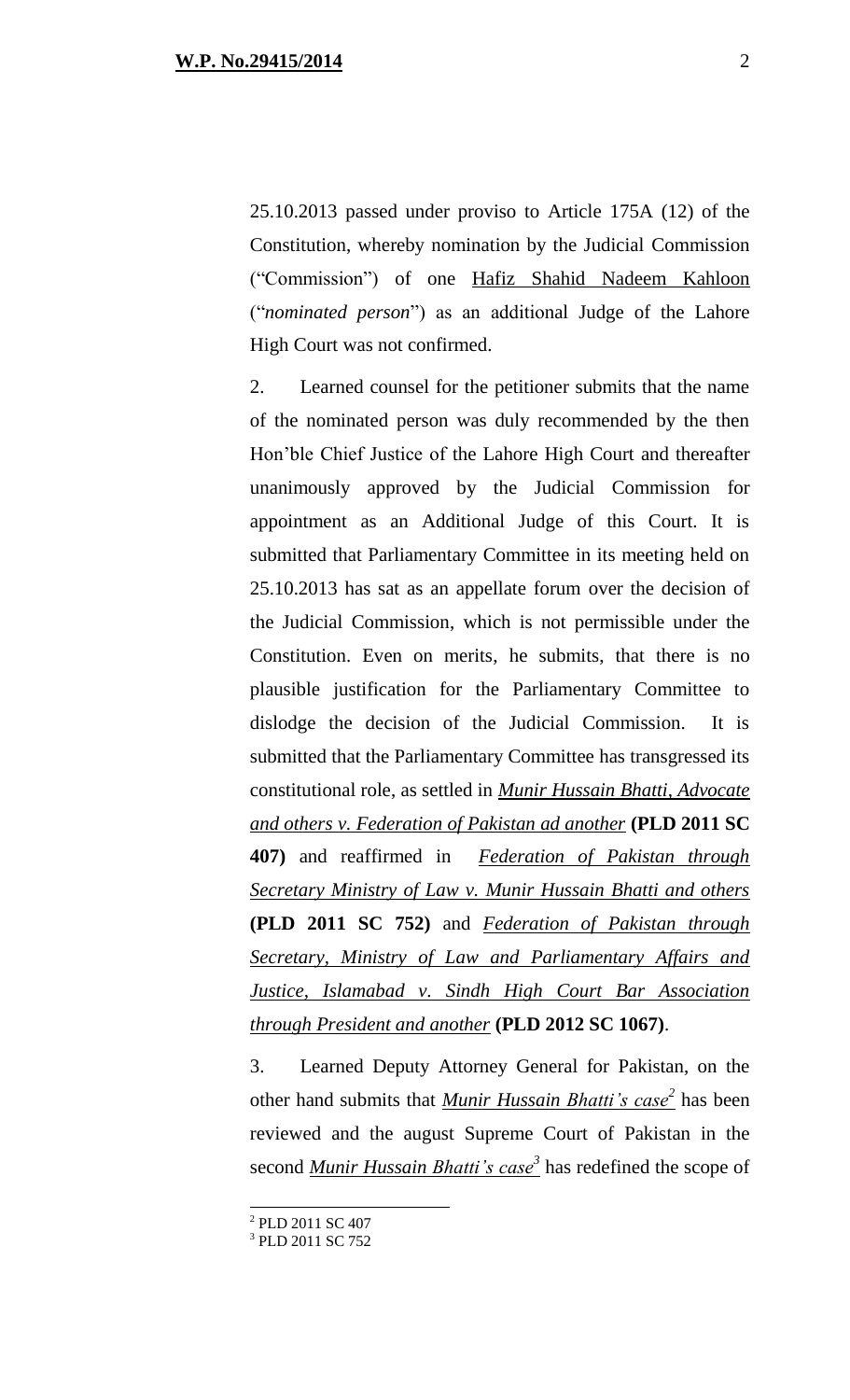25.10.2013 passed under proviso to Article 175A (12) of the Constitution, whereby nomination by the Judicial Commission ("Commission") of one Hafiz Shahid Nadeem Kahloon ("*nominated person*") as an additional Judge of the Lahore High Court was not confirmed.

2. Learned counsel for the petitioner submits that the name of the nominated person was duly recommended by the then Hon'ble Chief Justice of the Lahore High Court and thereafter unanimously approved by the Judicial Commission for appointment as an Additional Judge of this Court. It is submitted that Parliamentary Committee in its meeting held on 25.10.2013 has sat as an appellate forum over the decision of the Judicial Commission, which is not permissible under the Constitution. Even on merits, he submits, that there is no plausible justification for the Parliamentary Committee to dislodge the decision of the Judicial Commission. It is submitted that the Parliamentary Committee has transgressed its constitutional role, as settled in ***Munir Hussain Bhatti, Advocate and others v. Federation of Pakistan ad another*** **(PLD 2011 SC 407)** and reaffirmed in ***Federation of Pakistan through Secretary Ministry of Law v. Munir Hussain Bhatti and others*** **(PLD 2011 SC 752)** and ***Federation of Pakistan through Secretary, Ministry of Law and Parliamentary Affairs and Justice, Islamabad v. Sindh High Court Bar Association through President and another*** **(PLD 2012 SC 1067)**.

3. Learned Deputy Attorney General for Pakistan, on the other hand submits that ***Munir Hussain Bhatti's case***[2] has been reviewed and the august Supreme Court of Pakistan in the second ***Munir Hussain Bhatti's case***[3] has redefined the scope of

[2] PLD 2011 SC 407

[3] PLD 2011 SC 752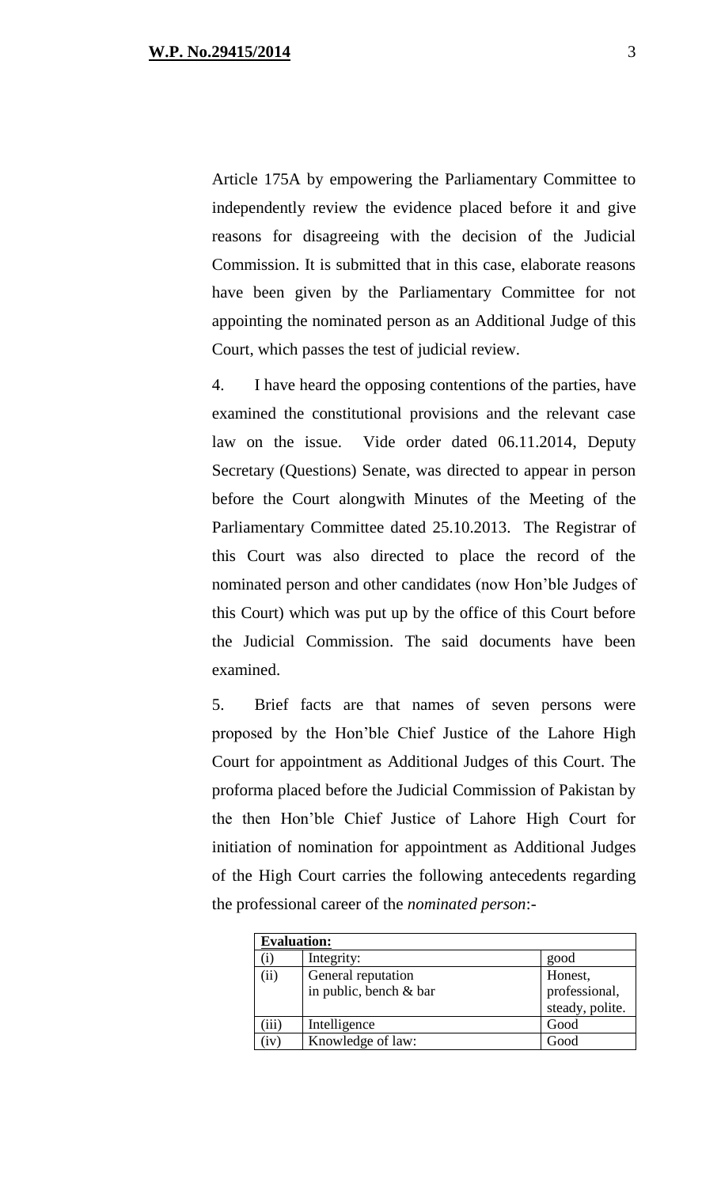Article 175A by empowering the Parliamentary Committee to independently review the evidence placed before it and give reasons for disagreeing with the decision of the Judicial Commission. It is submitted that in this case, elaborate reasons have been given by the Parliamentary Committee for not appointing the nominated person as an Additional Judge of this Court, which passes the test of judicial review.

4. I have heard the opposing contentions of the parties, have examined the constitutional provisions and the relevant case law on the issue. Vide order dated 06.11.2014, Deputy Secretary (Questions) Senate, was directed to appear in person before the Court alongwith Minutes of the Meeting of the Parliamentary Committee dated 25.10.2013. The Registrar of this Court was also directed to place the record of the nominated person and other candidates (now Hon'ble Judges of this Court) which was put up by the office of this Court before the Judicial Commission. The said documents have been examined.

5. Brief facts are that names of seven persons were proposed by the Hon'ble Chief Justice of the Lahore High Court for appointment as Additional Judges of this Court. The proforma placed before the Judicial Commission of Pakistan by the then Hon'ble Chief Justice of Lahore High Court for initiation of nomination for appointment as Additional Judges of the High Court carries the following antecedents regarding the professional career of the *nominated person*:-

| **Evaluation:** | | |
|---|---|---|
| (i) | Integrity: | good |
| (ii) | General reputation in public, bench & bar | Honest, professional, steady, polite. |
| (iii) | Intelligence | Good |
| (iv) | Knowledge of law: | Good |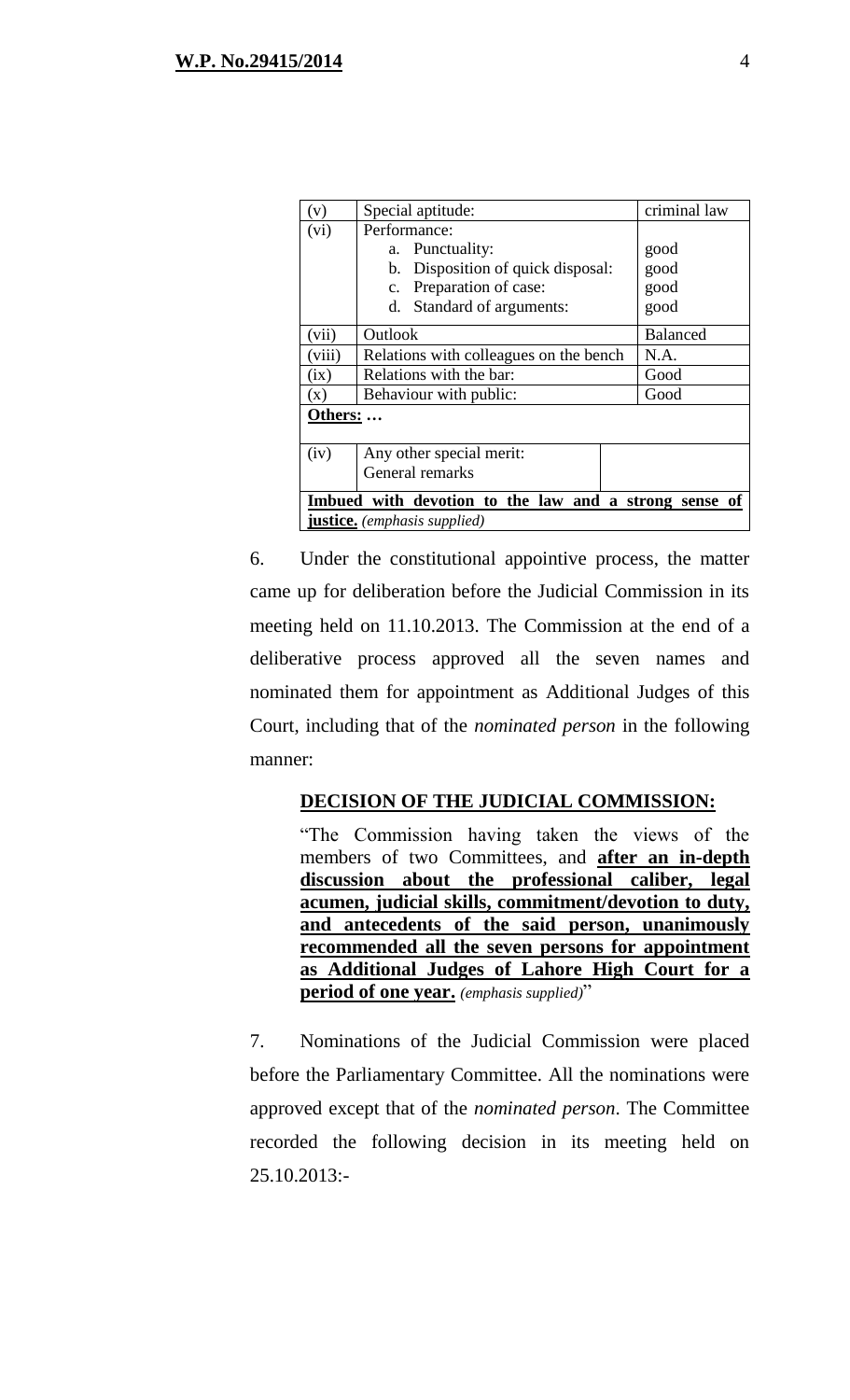| (v) | Special aptitude: | criminal law |
|---|---|---|
| (vi) | Performance:<br>a. Punctuality:<br>b. Disposition of quick disposal:<br>c. Preparation of case:<br>d. Standard of arguments: | <br>good<br>good<br>good<br>good |
| (vii) | Outlook | Balanced |
| (viii) | Relations with colleagues on the bench | N.A. |
| (ix) | Relations with the bar: | Good |
| (x) | Behaviour with public: | Good |
| **Others: …** | | |
| (iv) | Any other special merit:<br>General remarks | |
| **Imbued with devotion to the law and a strong sense of justice.** *(emphasis supplied)* | | |

6. Under the constitutional appointive process, the matter came up for deliberation before the Judicial Commission in its meeting held on 11.10.2013. The Commission at the end of a deliberative process approved all the seven names and nominated them for appointment as Additional Judges of this Court, including that of the *nominated person* in the following manner:

**DECISION OF THE JUDICIAL COMMISSION:**

> "The Commission having taken the views of the members of two Committees, and **after an in-depth discussion about the professional caliber, legal acumen, judicial skills, commitment/devotion to duty, and antecedents of the said person, unanimously recommended all the seven persons for appointment as Additional Judges of Lahore High Court for a period of one year.** *(emphasis supplied)*"

7. Nominations of the Judicial Commission were placed before the Parliamentary Committee. All the nominations were approved except that of the *nominated person*. The Committee recorded the following decision in its meeting held on 25.10.2013:-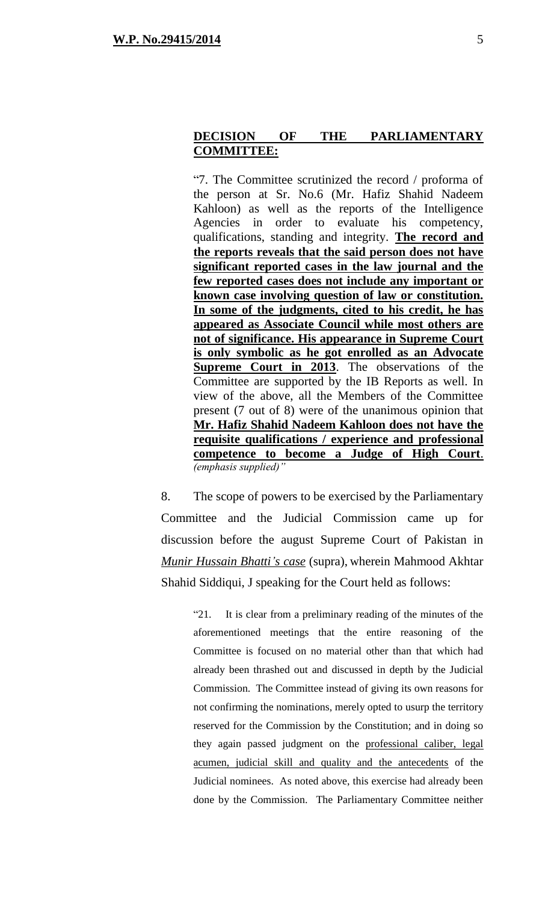**DECISION OF THE PARLIAMENTARY COMMITTEE:**

> "7. The Committee scrutinized the record / proforma of the person at Sr. No.6 (Mr. Hafiz Shahid Nadeem Kahloon) as well as the reports of the Intelligence Agencies in order to evaluate his competency, qualifications, standing and integrity. **The record and the reports reveals that the said person does not have significant reported cases in the law journal and the few reported cases does not include any important or known case involving question of law or constitution. In some of the judgments, cited to his credit, he has appeared as Associate Council while most others are not of significance. His appearance in Supreme Court is only symbolic as he got enrolled as an Advocate Supreme Court in 2013**. The observations of the Committee are supported by the IB Reports as well. In view of the above, all the Members of the Committee present (7 out of 8) were of the unanimous opinion that **Mr. Hafiz Shahid Nadeem Kahloon does not have the requisite qualifications / experience and professional competence to become a Judge of High Court**. *(emphasis supplied)"*

8. The scope of powers to be exercised by the Parliamentary Committee and the Judicial Commission came up for discussion before the august Supreme Court of Pakistan in *Munir Hussain Bhatti's case* (supra), wherein Mahmood Akhtar Shahid Siddiqui, J speaking for the Court held as follows:

> "21. It is clear from a preliminary reading of the minutes of the aforementioned meetings that the entire reasoning of the Committee is focused on no material other than that which had already been thrashed out and discussed in depth by the Judicial Commission. The Committee instead of giving its own reasons for not confirming the nominations, merely opted to usurp the territory reserved for the Commission by the Constitution; and in doing so they again passed judgment on the professional caliber, legal acumen, judicial skill and quality and the antecedents of the Judicial nominees. As noted above, this exercise had already been done by the Commission. The Parliamentary Committee neither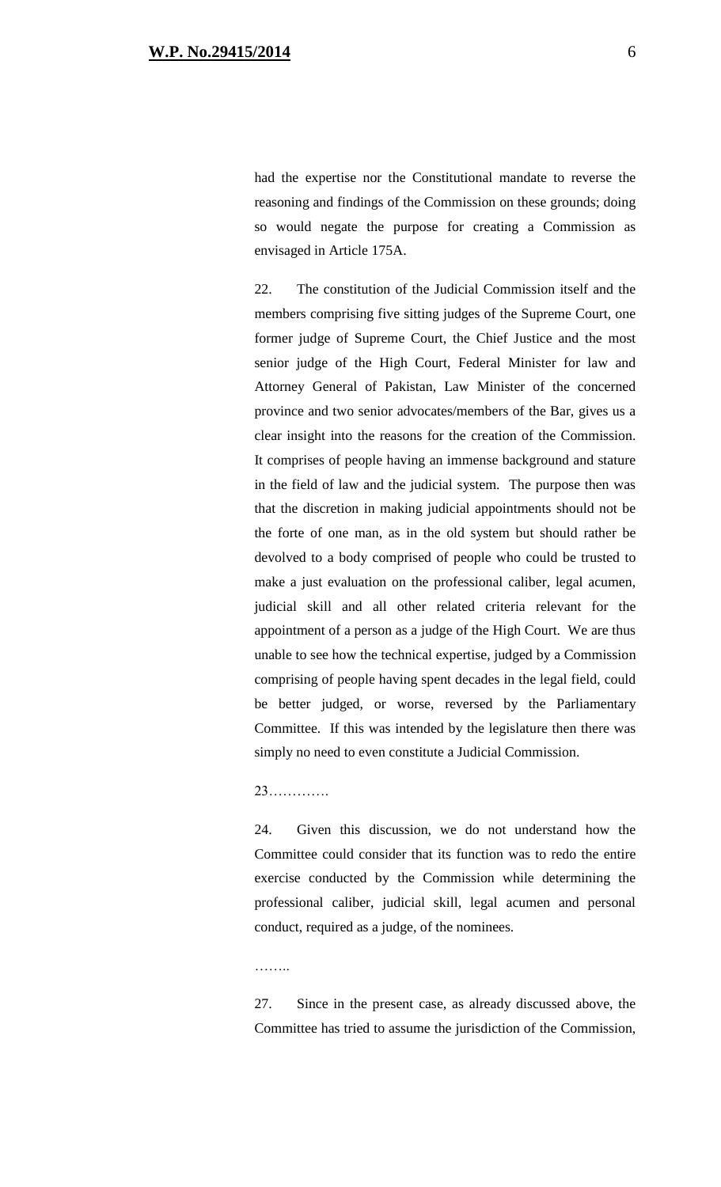had the expertise nor the Constitutional mandate to reverse the reasoning and findings of the Commission on these grounds; doing so would negate the purpose for creating a Commission as envisaged in Article 175A.

22. The constitution of the Judicial Commission itself and the members comprising five sitting judges of the Supreme Court, one former judge of Supreme Court, the Chief Justice and the most senior judge of the High Court, Federal Minister for law and Attorney General of Pakistan, Law Minister of the concerned province and two senior advocates/members of the Bar, gives us a clear insight into the reasons for the creation of the Commission. It comprises of people having an immense background and stature in the field of law and the judicial system. The purpose then was that the discretion in making judicial appointments should not be the forte of one man, as in the old system but should rather be devolved to a body comprised of people who could be trusted to make a just evaluation on the professional caliber, legal acumen, judicial skill and all other related criteria relevant for the appointment of a person as a judge of the High Court. We are thus unable to see how the technical expertise, judged by a Commission comprising of people having spent decades in the legal field, could be better judged, or worse, reversed by the Parliamentary Committee. If this was intended by the legislature then there was simply no need to even constitute a Judicial Commission.

23………….

24. Given this discussion, we do not understand how the Committee could consider that its function was to redo the entire exercise conducted by the Commission while determining the professional caliber, judicial skill, legal acumen and personal conduct, required as a judge, of the nominees.

……..

27. Since in the present case, as already discussed above, the Committee has tried to assume the jurisdiction of the Commission,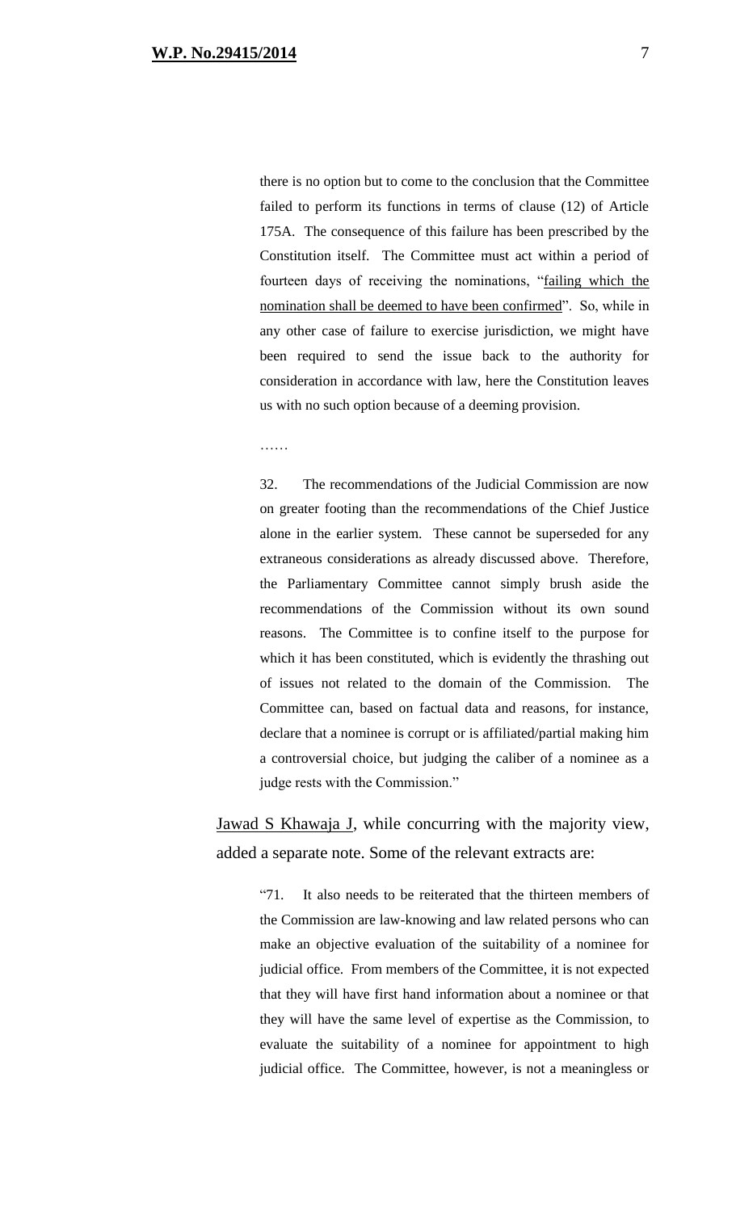> there is no option but to come to the conclusion that the Committee failed to perform its functions in terms of clause (12) of Article 175A. The consequence of this failure has been prescribed by the Constitution itself. The Committee must act within a period of fourteen days of receiving the nominations, "failing which the nomination shall be deemed to have been confirmed". So, while in any other case of failure to exercise jurisdiction, we might have been required to send the issue back to the authority for consideration in accordance with law, here the Constitution leaves us with no such option because of a deeming provision.
>
> ……
>
> 32. The recommendations of the Judicial Commission are now on greater footing than the recommendations of the Chief Justice alone in the earlier system. These cannot be superseded for any extraneous considerations as already discussed above. Therefore, the Parliamentary Committee cannot simply brush aside the recommendations of the Commission without its own sound reasons. The Committee is to confine itself to the purpose for which it has been constituted, which is evidently the thrashing out of issues not related to the domain of the Commission. The Committee can, based on factual data and reasons, for instance, declare that a nominee is corrupt or is affiliated/partial making him a controversial choice, but judging the caliber of a nominee as a judge rests with the Commission."

Jawad S Khawaja J, while concurring with the majority view, added a separate note. Some of the relevant extracts are:

> "71. It also needs to be reiterated that the thirteen members of the Commission are law-knowing and law related persons who can make an objective evaluation of the suitability of a nominee for judicial office. From members of the Committee, it is not expected that they will have first hand information about a nominee or that they will have the same level of expertise as the Commission, to evaluate the suitability of a nominee for appointment to high judicial office. The Committee, however, is not a meaningless or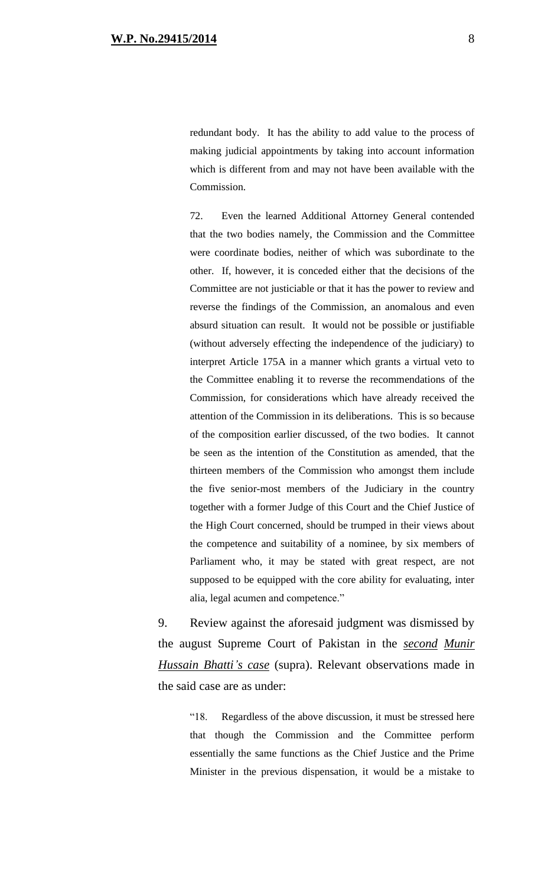> redundant body. It has the ability to add value to the process of making judicial appointments by taking into account information which is different from and may not have been available with the Commission.
>
> 72. Even the learned Additional Attorney General contended that the two bodies namely, the Commission and the Committee were coordinate bodies, neither of which was subordinate to the other. If, however, it is conceded either that the decisions of the Committee are not justiciable or that it has the power to review and reverse the findings of the Commission, an anomalous and even absurd situation can result. It would not be possible or justifiable (without adversely effecting the independence of the judiciary) to interpret Article 175A in a manner which grants a virtual veto to the Committee enabling it to reverse the recommendations of the Commission, for considerations which have already received the attention of the Commission in its deliberations. This is so because of the composition earlier discussed, of the two bodies. It cannot be seen as the intention of the Constitution as amended, that the thirteen members of the Commission who amongst them include the five senior-most members of the Judiciary in the country together with a former Judge of this Court and the Chief Justice of the High Court concerned, should be trumped in their views about the competence and suitability of a nominee, by six members of Parliament who, it may be stated with great respect, are not supposed to be equipped with the core ability for evaluating, inter alia, legal acumen and competence."

9. Review against the aforesaid judgment was dismissed by the august Supreme Court of Pakistan in the ***second*** ***Munir Hussain Bhatti's case*** (supra). Relevant observations made in the said case are as under:

> "18. Regardless of the above discussion, it must be stressed here that though the Commission and the Committee perform essentially the same functions as the Chief Justice and the Prime Minister in the previous dispensation, it would be a mistake to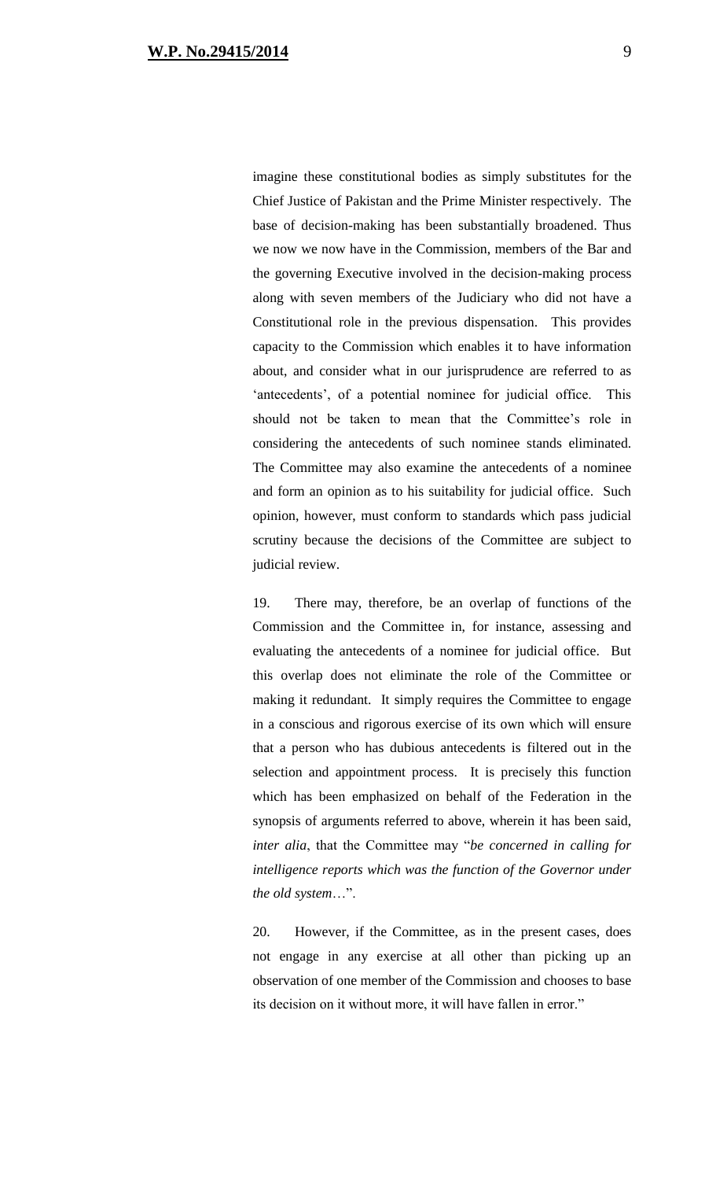imagine these constitutional bodies as simply substitutes for the Chief Justice of Pakistan and the Prime Minister respectively. The base of decision-making has been substantially broadened. Thus we now we now have in the Commission, members of the Bar and the governing Executive involved in the decision-making process along with seven members of the Judiciary who did not have a Constitutional role in the previous dispensation. This provides capacity to the Commission which enables it to have information about, and consider what in our jurisprudence are referred to as 'antecedents', of a potential nominee for judicial office. This should not be taken to mean that the Committee's role in considering the antecedents of such nominee stands eliminated. The Committee may also examine the antecedents of a nominee and form an opinion as to his suitability for judicial office. Such opinion, however, must conform to standards which pass judicial scrutiny because the decisions of the Committee are subject to judicial review.

19. There may, therefore, be an overlap of functions of the Commission and the Committee in, for instance, assessing and evaluating the antecedents of a nominee for judicial office. But this overlap does not eliminate the role of the Committee or making it redundant. It simply requires the Committee to engage in a conscious and rigorous exercise of its own which will ensure that a person who has dubious antecedents is filtered out in the selection and appointment process. It is precisely this function which has been emphasized on behalf of the Federation in the synopsis of arguments referred to above, wherein it has been said, *inter alia*, that the Committee may "*be concerned in calling for intelligence reports which was the function of the Governor under the old system*…".

20. However, if the Committee, as in the present cases, does not engage in any exercise at all other than picking up an observation of one member of the Commission and chooses to base its decision on it without more, it will have fallen in error."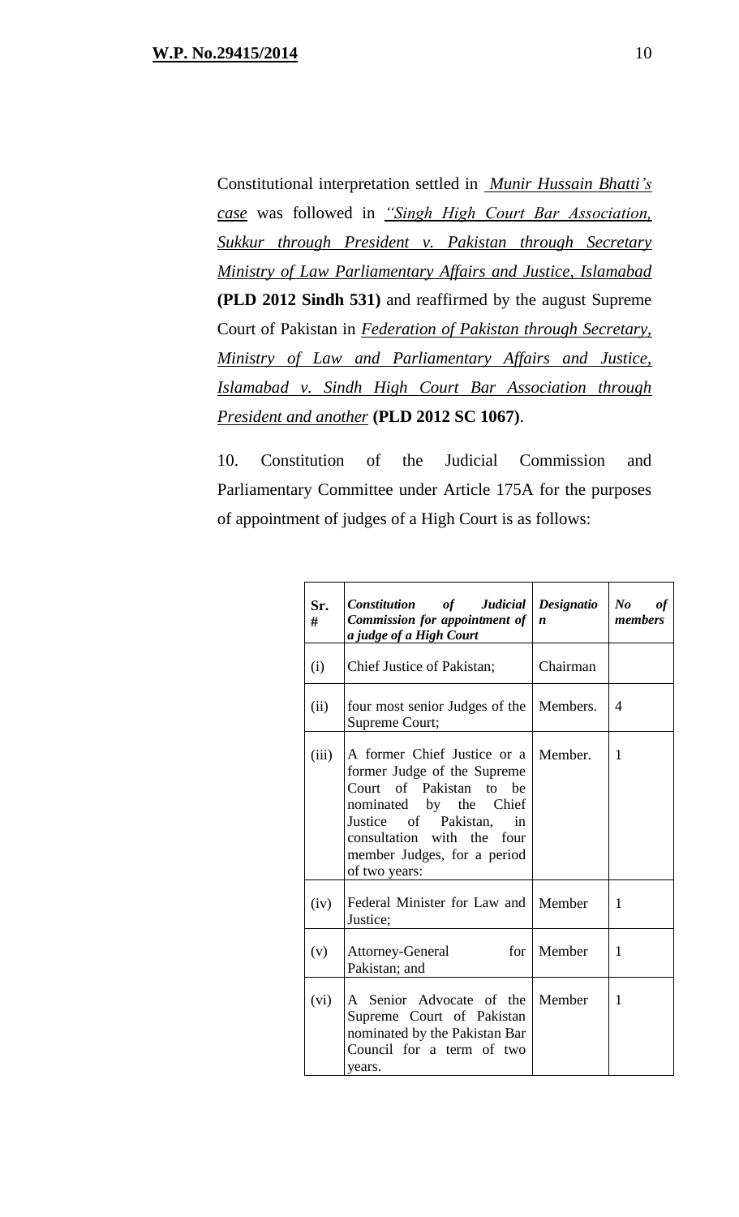Constitutional interpretation settled in *Munir Hussain Bhatti's case* was followed in *"Singh High Court Bar Association, Sukkur through President v. Pakistan through Secretary Ministry of Law Parliamentary Affairs and Justice, Islamabad* **(PLD 2012 Sindh 531)** and reaffirmed by the august Supreme Court of Pakistan in *Federation of Pakistan through Secretary, Ministry of Law and Parliamentary Affairs and Justice, Islamabad v. Sindh High Court Bar Association through President and another* **(PLD 2012 SC 1067)**.

10. Constitution of the Judicial Commission and Parliamentary Committee under Article 175A for the purposes of appointment of judges of a High Court is as follows:

| Sr. # | ***Constitution of Judicial Commission for appointment of a judge of a High Court*** | ***Designation*** | ***No of members*** |
|---|---|---|---|
| (i) | Chief Justice of Pakistan; | Chairman | |
| (ii) | four most senior Judges of the Supreme Court; | Members. | 4 |
| (iii) | A former Chief Justice or a former Judge of the Supreme Court of Pakistan to be nominated by the Chief Justice of Pakistan, in consultation with the four member Judges, for a period of two years: | Member. | 1 |
| (iv) | Federal Minister for Law and Justice; | Member | 1 |
| (v) | Attorney-General for Pakistan; and | Member | 1 |
| (vi) | A Senior Advocate of the Supreme Court of Pakistan nominated by the Pakistan Bar Council for a term of two years. | Member | 1 |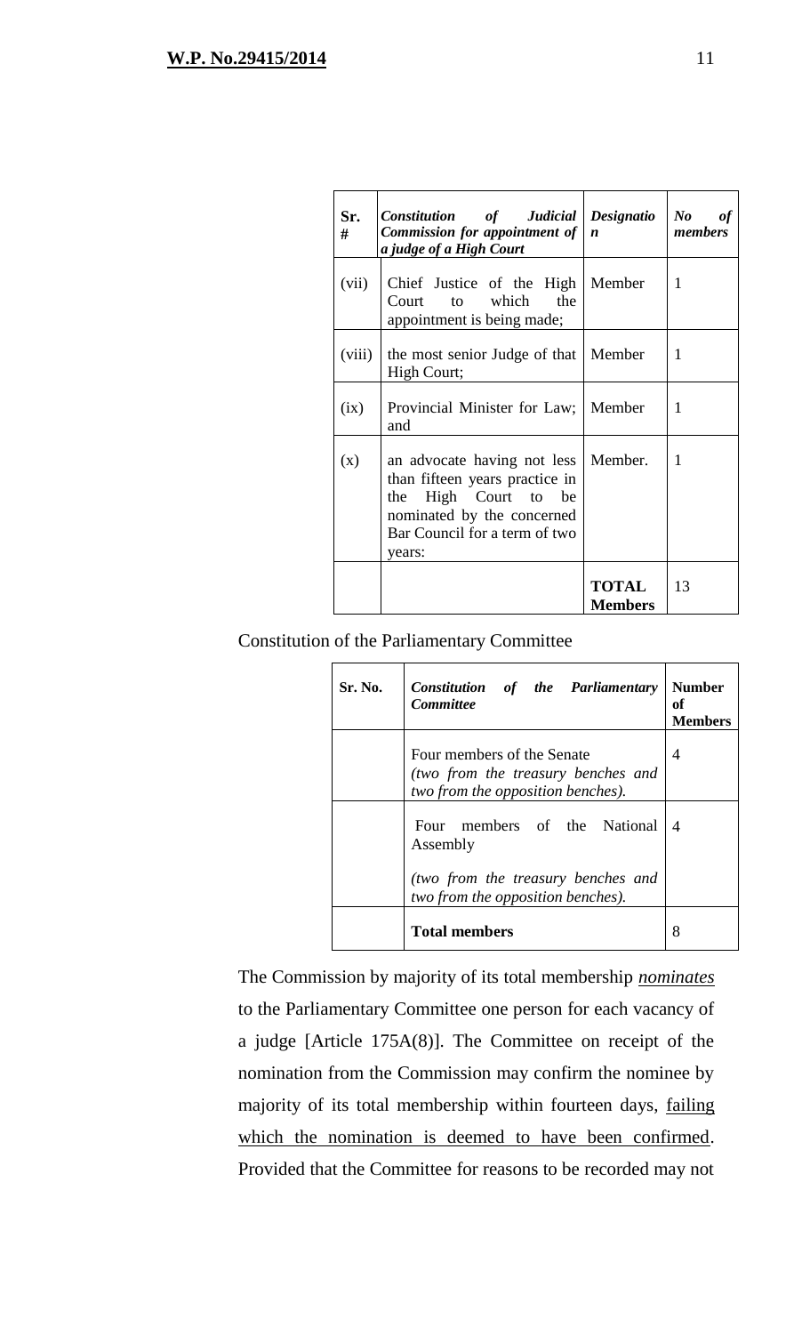| Sr. # | *Constitution of Judicial Commission for appointment of a judge of a High Court* | *Designation* | *No of members* |
|---|---|---|---|
| (vii) | Chief Justice of the High Court to which the appointment is being made; | Member | 1 |
| (viii) | the most senior Judge of that High Court; | Member | 1 |
| (ix) | Provincial Minister for Law; and | Member | 1 |
| (x) | an advocate having not less than fifteen years practice in the High Court to be nominated by the concerned Bar Council for a term of two years: | Member. | 1 |
| | | **TOTAL Members** | 13 |

Constitution of the Parliamentary Committee

| Sr. No. | *Constitution of the Parliamentary Committee* | **Number of Members** |
|---|---|---|
| | Four members of the Senate *(two from the treasury benches and two from the opposition benches).* | 4 |
| | Four members of the National Assembly *(two from the treasury benches and two from the opposition benches).* | 4 |
| | **Total members** | 8 |

The Commission by majority of its total membership ***nominates*** to the Parliamentary Committee one person for each vacancy of a judge [Article 175A(8)]. The Committee on receipt of the nomination from the Commission may confirm the nominee by majority of its total membership within fourteen days, failing which the nomination is deemed to have been confirmed. Provided that the Committee for reasons to be recorded may not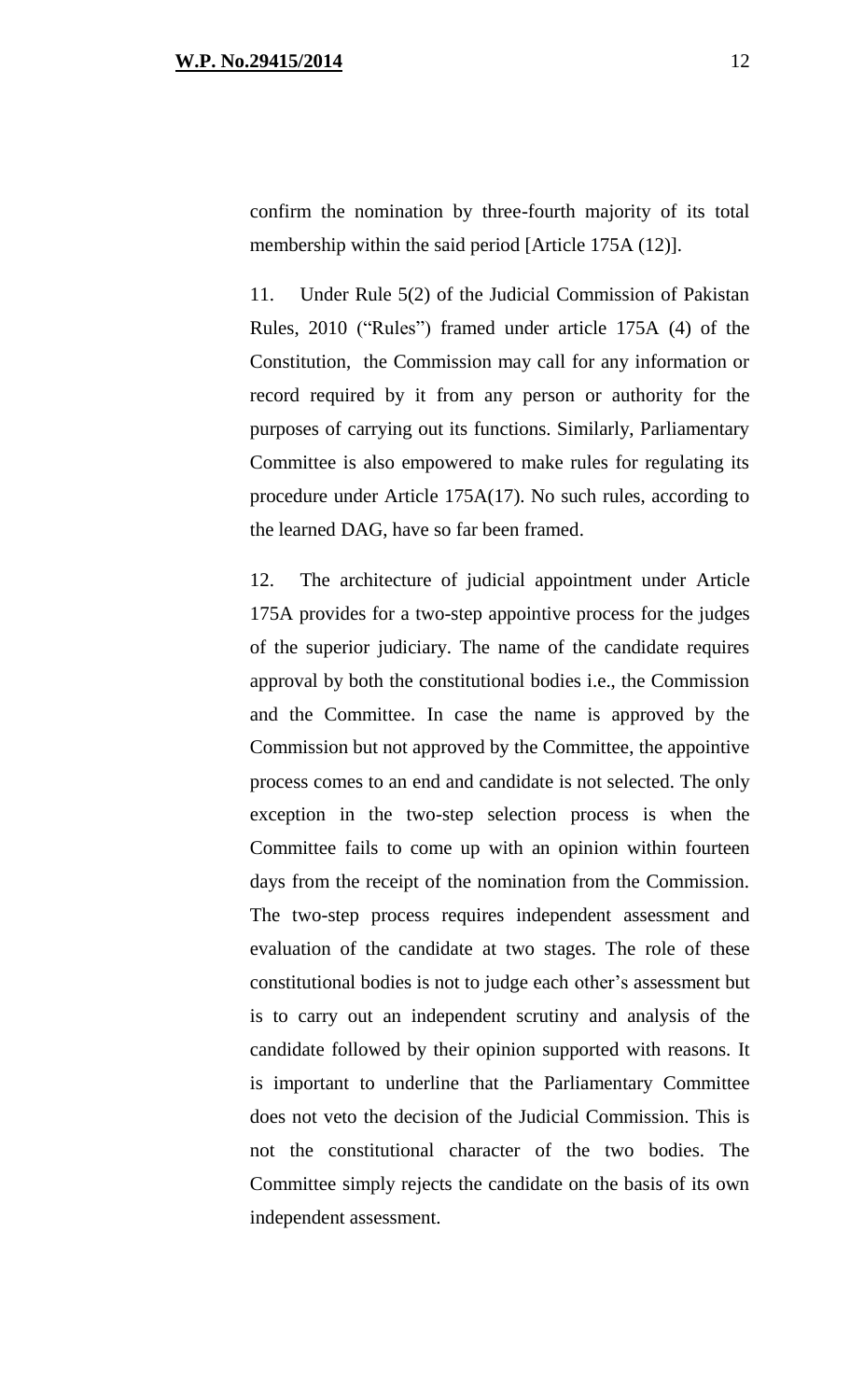confirm the nomination by three-fourth majority of its total membership within the said period [Article 175A (12)].

11. Under Rule 5(2) of the Judicial Commission of Pakistan Rules, 2010 ("Rules") framed under article 175A (4) of the Constitution, the Commission may call for any information or record required by it from any person or authority for the purposes of carrying out its functions. Similarly, Parliamentary Committee is also empowered to make rules for regulating its procedure under Article 175A(17). No such rules, according to the learned DAG, have so far been framed.

12. The architecture of judicial appointment under Article 175A provides for a two-step appointive process for the judges of the superior judiciary. The name of the candidate requires approval by both the constitutional bodies i.e., the Commission and the Committee. In case the name is approved by the Commission but not approved by the Committee, the appointive process comes to an end and candidate is not selected. The only exception in the two-step selection process is when the Committee fails to come up with an opinion within fourteen days from the receipt of the nomination from the Commission. The two-step process requires independent assessment and evaluation of the candidate at two stages. The role of these constitutional bodies is not to judge each other's assessment but is to carry out an independent scrutiny and analysis of the candidate followed by their opinion supported with reasons. It is important to underline that the Parliamentary Committee does not veto the decision of the Judicial Commission. This is not the constitutional character of the two bodies. The Committee simply rejects the candidate on the basis of its own independent assessment.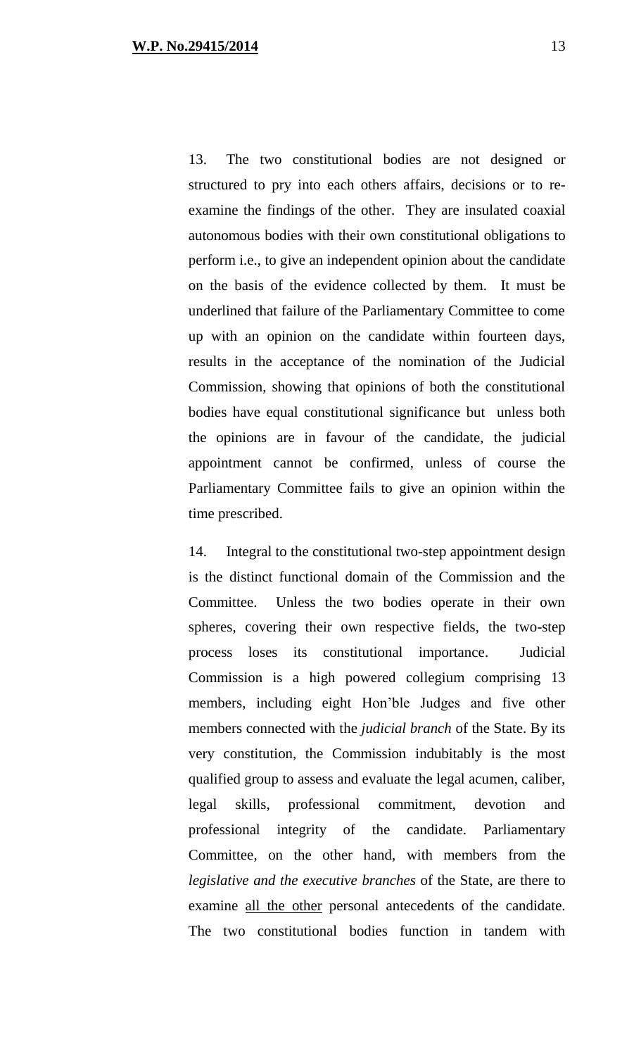13. The two constitutional bodies are not designed or structured to pry into each others affairs, decisions or to re-examine the findings of the other. They are insulated coaxial autonomous bodies with their own constitutional obligations to perform i.e., to give an independent opinion about the candidate on the basis of the evidence collected by them. It must be underlined that failure of the Parliamentary Committee to come up with an opinion on the candidate within fourteen days, results in the acceptance of the nomination of the Judicial Commission, showing that opinions of both the constitutional bodies have equal constitutional significance but unless both the opinions are in favour of the candidate, the judicial appointment cannot be confirmed, unless of course the Parliamentary Committee fails to give an opinion within the time prescribed.

14. Integral to the constitutional two-step appointment design is the distinct functional domain of the Commission and the Committee. Unless the two bodies operate in their own spheres, covering their own respective fields, the two-step process loses its constitutional importance. Judicial Commission is a high powered collegium comprising 13 members, including eight Hon'ble Judges and five other members connected with the *judicial branch* of the State. By its very constitution, the Commission indubitably is the most qualified group to assess and evaluate the legal acumen, caliber, legal skills, professional commitment, devotion and professional integrity of the candidate. Parliamentary Committee, on the other hand, with members from the *legislative and the executive branches* of the State, are there to examine <u>all the other</u> personal antecedents of the candidate. The two constitutional bodies function in tandem with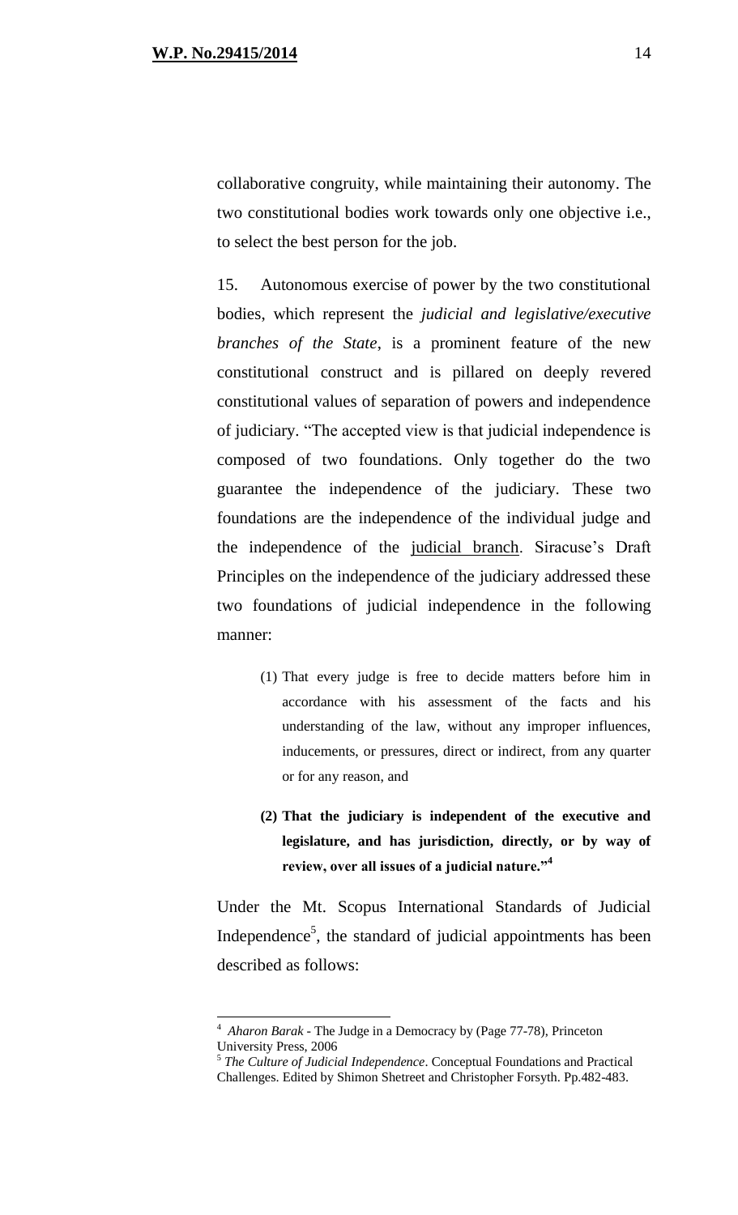collaborative congruity, while maintaining their autonomy. The two constitutional bodies work towards only one objective i.e., to select the best person for the job.

15. Autonomous exercise of power by the two constitutional bodies, which represent the *judicial and legislative/executive branches of the State*, is a prominent feature of the new constitutional construct and is pillared on deeply revered constitutional values of separation of powers and independence of judiciary. "The accepted view is that judicial independence is composed of two foundations. Only together do the two guarantee the independence of the judiciary. These two foundations are the independence of the individual judge and the independence of the judicial branch. Siracuse's Draft Principles on the independence of the judiciary addressed these two foundations of judicial independence in the following manner:

> (1) That every judge is free to decide matters before him in accordance with his assessment of the facts and his understanding of the law, without any improper influences, inducements, or pressures, direct or indirect, from any quarter or for any reason, and
>
> **(2) That the judiciary is independent of the executive and legislature, and has jurisdiction, directly, or by way of review, over all issues of a judicial nature."[4]**

Under the Mt. Scopus International Standards of Judicial Independence[5], the standard of judicial appointments has been described as follows:

---

[4] *Aharon Barak* - The Judge in a Democracy by (Page 77-78), Princeton University Press, 2006

[5] *The Culture of Judicial Independence*. Conceptual Foundations and Practical Challenges. Edited by Shimon Shetreet and Christopher Forsyth. Pp.482-483.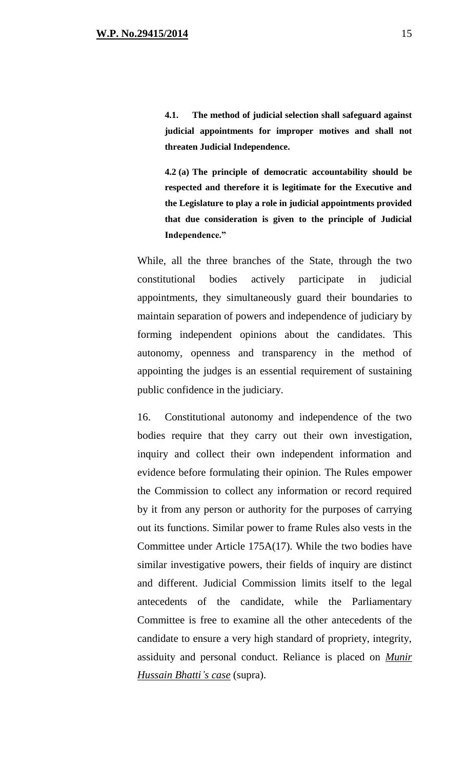**4.1. The method of judicial selection shall safeguard against judicial appointments for improper motives and shall not threaten Judicial Independence.**

**4.2 (a) The principle of democratic accountability should be respected and therefore it is legitimate for the Executive and the Legislature to play a role in judicial appointments provided that due consideration is given to the principle of Judicial Independence."**

While, all the three branches of the State, through the two constitutional bodies actively participate in judicial appointments, they simultaneously guard their boundaries to maintain separation of powers and independence of judiciary by forming independent opinions about the candidates. This autonomy, openness and transparency in the method of appointing the judges is an essential requirement of sustaining public confidence in the judiciary.

16. Constitutional autonomy and independence of the two bodies require that they carry out their own investigation, inquiry and collect their own independent information and evidence before formulating their opinion. The Rules empower the Commission to collect any information or record required by it from any person or authority for the purposes of carrying out its functions. Similar power to frame Rules also vests in the Committee under Article 175A(17). While the two bodies have similar investigative powers, their fields of inquiry are distinct and different. Judicial Commission limits itself to the legal antecedents of the candidate, while the Parliamentary Committee is free to examine all the other antecedents of the candidate to ensure a very high standard of propriety, integrity, assiduity and personal conduct. Reliance is placed on ***Munir Hussain Bhatti's case*** (supra).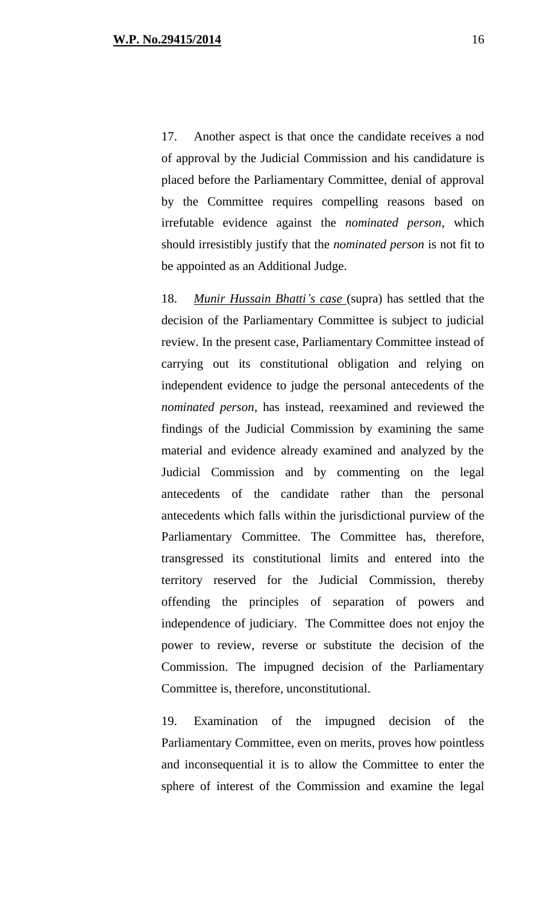17. Another aspect is that once the candidate receives a nod of approval by the Judicial Commission and his candidature is placed before the Parliamentary Committee, denial of approval by the Committee requires compelling reasons based on irrefutable evidence against the *nominated person*, which should irresistibly justify that the *nominated person* is not fit to be appointed as an Additional Judge.

18. *Munir Hussain Bhatti's case* (supra) has settled that the decision of the Parliamentary Committee is subject to judicial review. In the present case, Parliamentary Committee instead of carrying out its constitutional obligation and relying on independent evidence to judge the personal antecedents of the *nominated person*, has instead, reexamined and reviewed the findings of the Judicial Commission by examining the same material and evidence already examined and analyzed by the Judicial Commission and by commenting on the legal antecedents of the candidate rather than the personal antecedents which falls within the jurisdictional purview of the Parliamentary Committee. The Committee has, therefore, transgressed its constitutional limits and entered into the territory reserved for the Judicial Commission, thereby offending the principles of separation of powers and independence of judiciary. The Committee does not enjoy the power to review, reverse or substitute the decision of the Commission. The impugned decision of the Parliamentary Committee is, therefore, unconstitutional.

19. Examination of the impugned decision of the Parliamentary Committee, even on merits, proves how pointless and inconsequential it is to allow the Committee to enter the sphere of interest of the Commission and examine the legal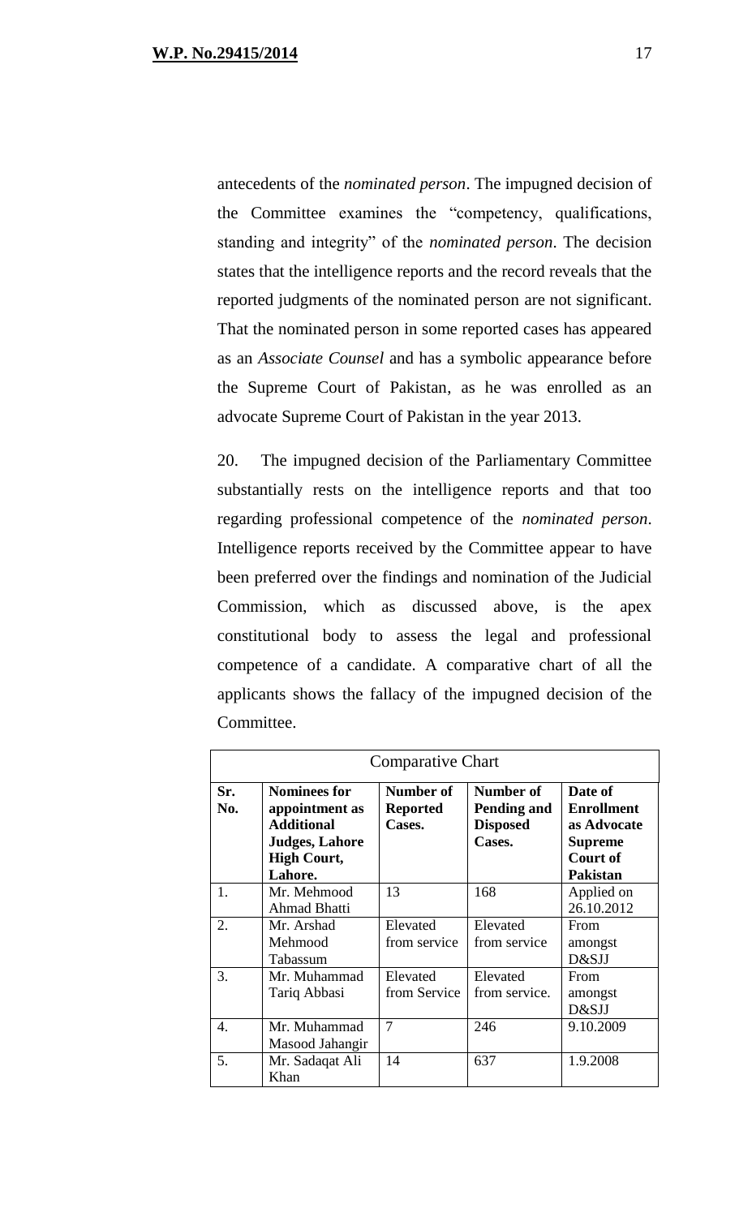antecedents of the *nominated person*. The impugned decision of the Committee examines the "competency, qualifications, standing and integrity" of the *nominated person*. The decision states that the intelligence reports and the record reveals that the reported judgments of the nominated person are not significant. That the nominated person in some reported cases has appeared as an *Associate Counsel* and has a symbolic appearance before the Supreme Court of Pakistan, as he was enrolled as an advocate Supreme Court of Pakistan in the year 2013.

20. The impugned decision of the Parliamentary Committee substantially rests on the intelligence reports and that too regarding professional competence of the *nominated person*. Intelligence reports received by the Committee appear to have been preferred over the findings and nomination of the Judicial Commission, which as discussed above, is the apex constitutional body to assess the legal and professional competence of a candidate. A comparative chart of all the applicants shows the fallacy of the impugned decision of the Committee.

| Comparative Chart | | | | |
|---|---|---|---|---|
| **Sr. No.** | **Nominees for appointment as Additional Judges, Lahore High Court, Lahore.** | **Number of Reported Cases.** | **Number of Pending and Disposed Cases.** | **Date of Enrollment as Advocate Supreme Court of Pakistan** |
| 1. | Mr. Mehmood Ahmad Bhatti | 13 | 168 | Applied on 26.10.2012 |
| 2. | Mr. Arshad Mehmood Tabassum | Elevated from service | Elevated from service | From amongst D&SJJ |
| 3. | Mr. Muhammad Tariq Abbasi | Elevated from Service | Elevated from service. | From amongst D&SJJ |
| 4. | Mr. Muhammad Masood Jahangir | 7 | 246 | 9.10.2009 |
| 5. | Mr. Sadaqat Ali Khan | 14 | 637 | 1.9.2008 |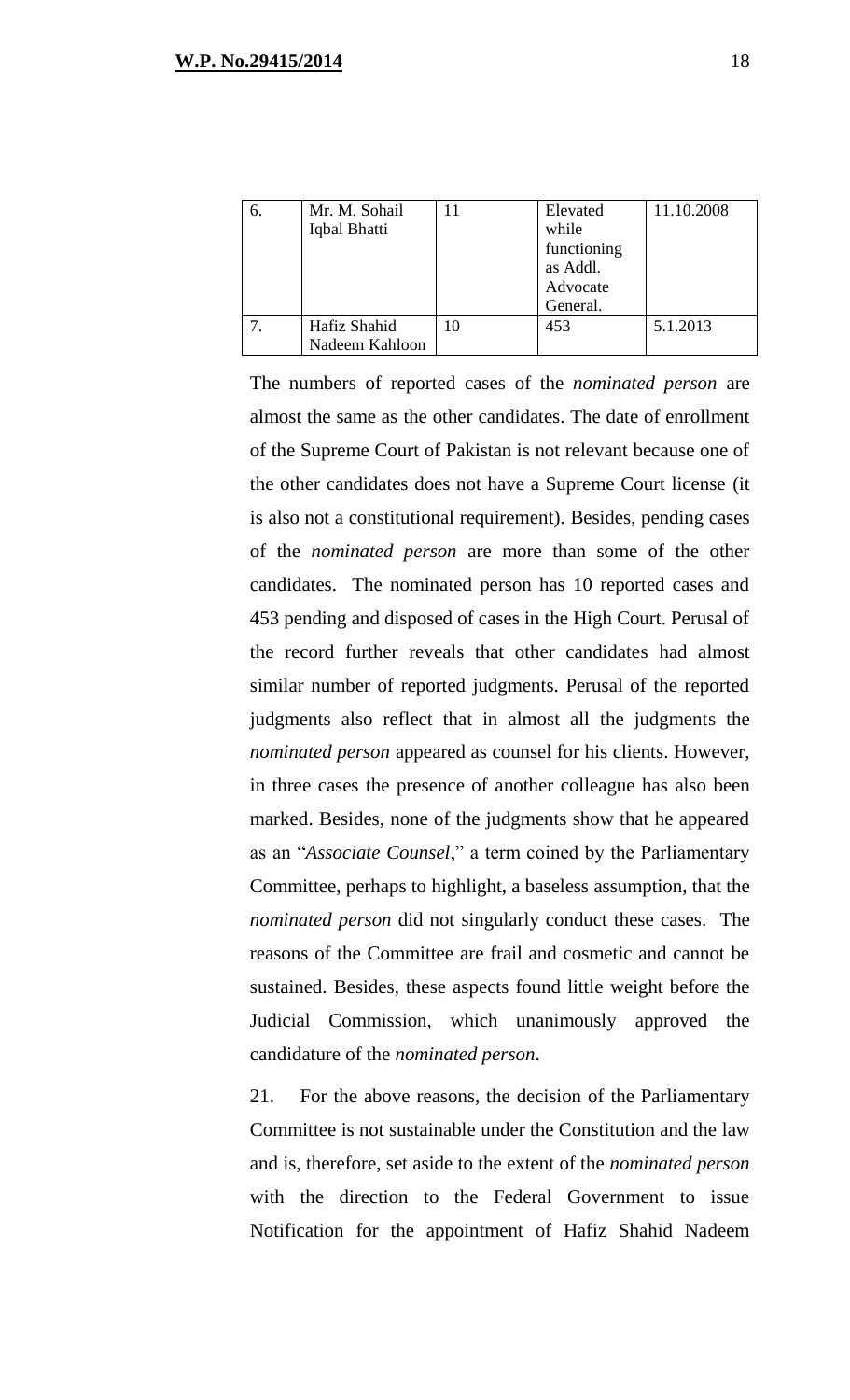| 6. | Mr. M. Sohail Iqbal Bhatti | 11 | Elevated while functioning as Addl. Advocate General. | 11.10.2008 |
|---|---|---|---|---|
| 7. | Hafiz Shahid Nadeem Kahloon | 10 | 453 | 5.1.2013 |

The numbers of reported cases of the *nominated person* are almost the same as the other candidates. The date of enrollment of the Supreme Court of Pakistan is not relevant because one of the other candidates does not have a Supreme Court license (it is also not a constitutional requirement). Besides, pending cases of the *nominated person* are more than some of the other candidates. The nominated person has 10 reported cases and 453 pending and disposed of cases in the High Court. Perusal of the record further reveals that other candidates had almost similar number of reported judgments. Perusal of the reported judgments also reflect that in almost all the judgments the *nominated person* appeared as counsel for his clients. However, in three cases the presence of another colleague has also been marked. Besides, none of the judgments show that he appeared as an "*Associate Counsel*," a term coined by the Parliamentary Committee, perhaps to highlight, a baseless assumption, that the *nominated person* did not singularly conduct these cases. The reasons of the Committee are frail and cosmetic and cannot be sustained. Besides, these aspects found little weight before the Judicial Commission, which unanimously approved the candidature of the *nominated person*.

21. For the above reasons, the decision of the Parliamentary Committee is not sustainable under the Constitution and the law and is, therefore, set aside to the extent of the *nominated person* with the direction to the Federal Government to issue Notification for the appointment of Hafiz Shahid Nadeem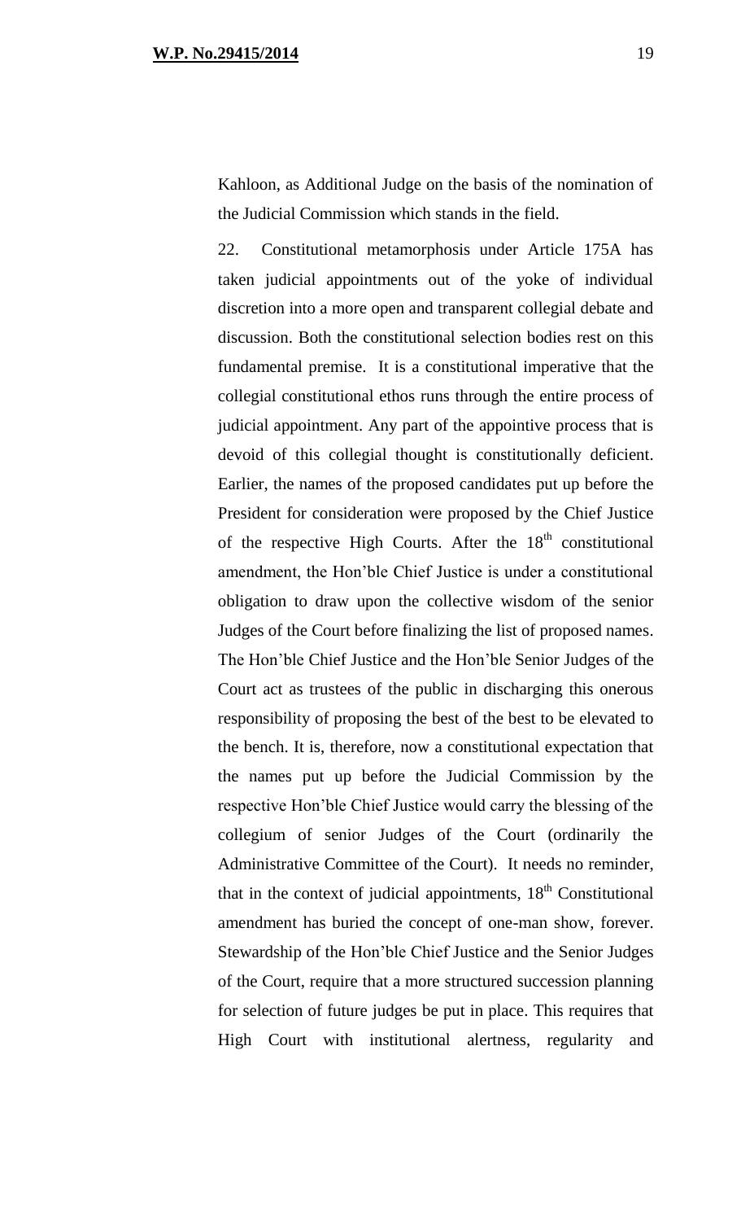Kahloon, as Additional Judge on the basis of the nomination of the Judicial Commission which stands in the field.

22. Constitutional metamorphosis under Article 175A has taken judicial appointments out of the yoke of individual discretion into a more open and transparent collegial debate and discussion. Both the constitutional selection bodies rest on this fundamental premise. It is a constitutional imperative that the collegial constitutional ethos runs through the entire process of judicial appointment. Any part of the appointive process that is devoid of this collegial thought is constitutionally deficient. Earlier, the names of the proposed candidates put up before the President for consideration were proposed by the Chief Justice of the respective High Courts. After the 18th constitutional amendment, the Hon'ble Chief Justice is under a constitutional obligation to draw upon the collective wisdom of the senior Judges of the Court before finalizing the list of proposed names. The Hon'ble Chief Justice and the Hon'ble Senior Judges of the Court act as trustees of the public in discharging this onerous responsibility of proposing the best of the best to be elevated to the bench. It is, therefore, now a constitutional expectation that the names put up before the Judicial Commission by the respective Hon'ble Chief Justice would carry the blessing of the collegium of senior Judges of the Court (ordinarily the Administrative Committee of the Court). It needs no reminder, that in the context of judicial appointments, 18th Constitutional amendment has buried the concept of one-man show, forever. Stewardship of the Hon'ble Chief Justice and the Senior Judges of the Court, require that a more structured succession planning for selection of future judges be put in place. This requires that High Court with institutional alertness, regularity and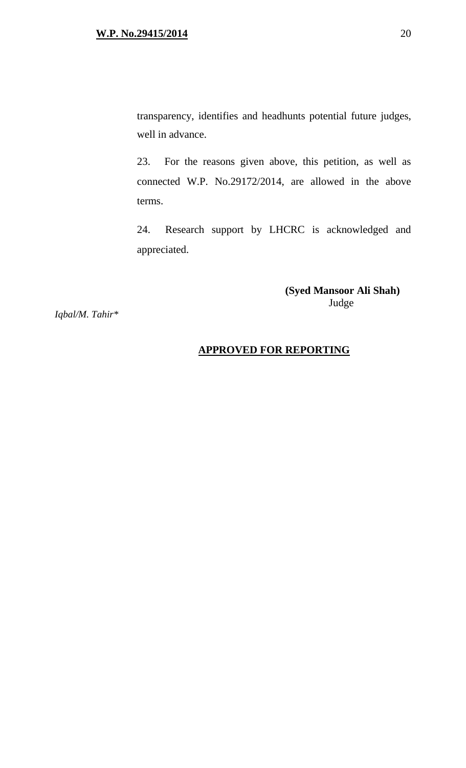transparency, identifies and headhunts potential future judges, well in advance.

23. For the reasons given above, this petition, as well as connected W.P. No.29172/2014, are allowed in the above terms.

24. Research support by LHCRC is acknowledged and appreciated.

**(Syed Mansoor Ali Shah)**
Judge

*Iqbal/M. Tahir**

**APPROVED FOR REPORTING**